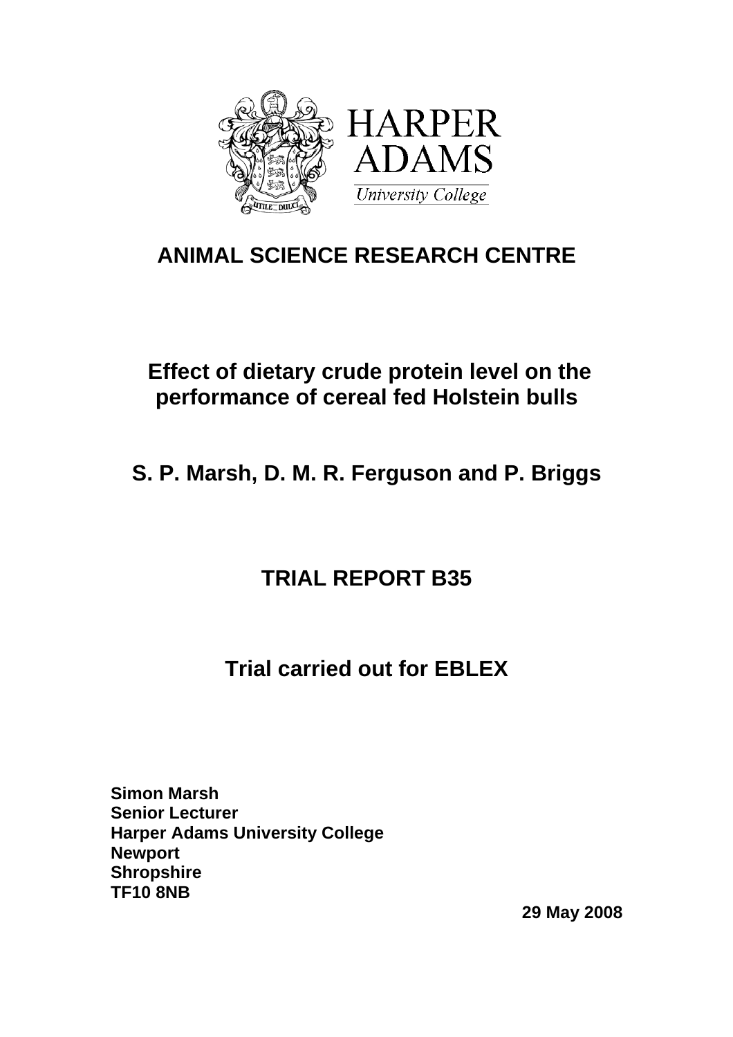HARPER ADAMS

University College

# ANIMAL SCIENCE RESEARCH CENTRE

## Effect of dietary crude protein level on the performance of cereal fed Holstein bulls

**S. P. Marsh, D. M. R. Ferguson and P. Briggs**

## TRIAL REPORT B35

## Trial carried out for EBLEX

**Simon Marsh**
**Senior Lecturer**
**Harper Adams University College**
**Newport**
**Shropshire**
**TF10 8NB**

**29 May 2008**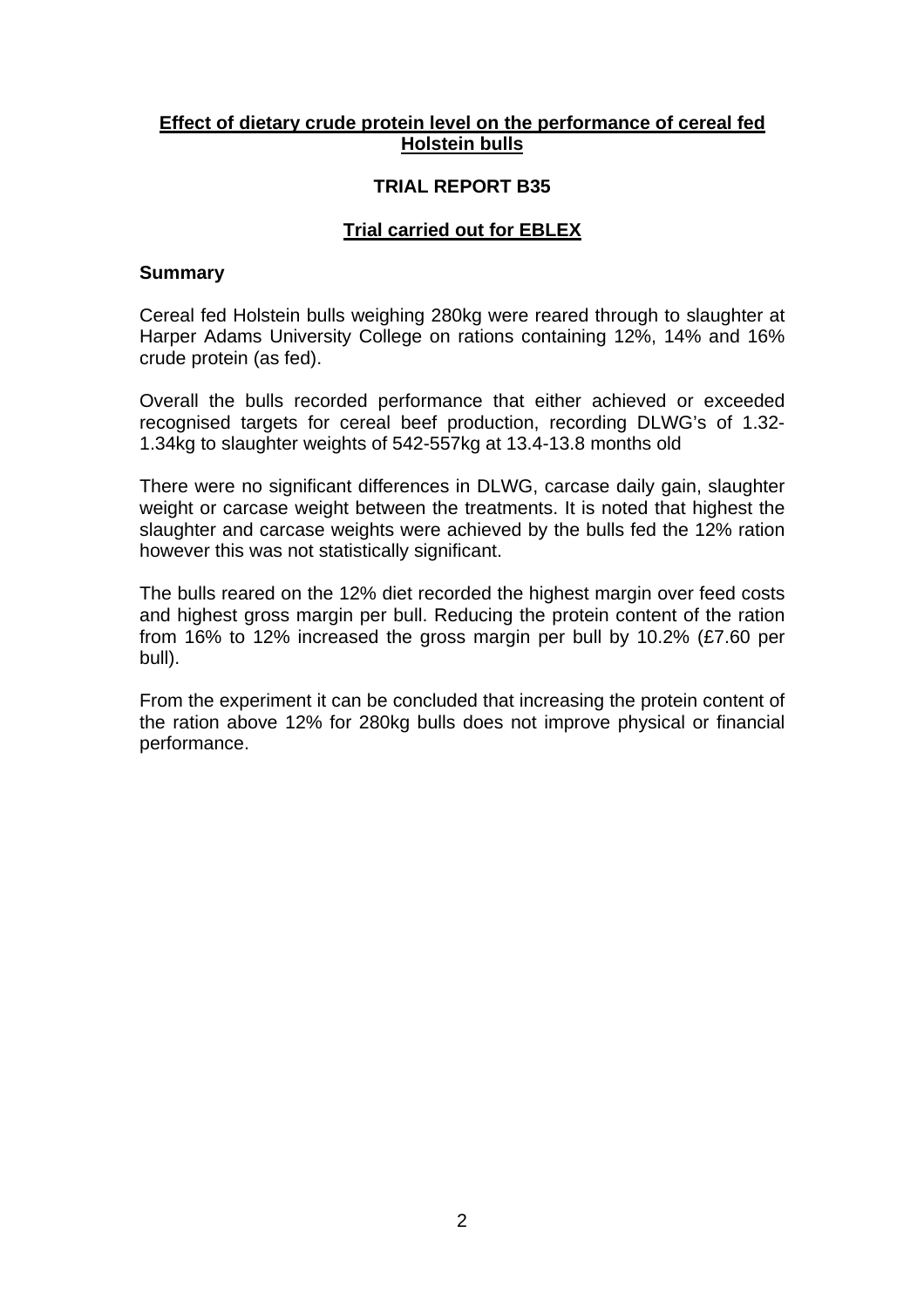**Effect of dietary crude protein level on the performance of cereal fed Holstein bulls**

**TRIAL REPORT B35**

**Trial carried out for EBLEX**

**Summary**

Cereal fed Holstein bulls weighing 280kg were reared through to slaughter at Harper Adams University College on rations containing 12%, 14% and 16% crude protein (as fed).

Overall the bulls recorded performance that either achieved or exceeded recognised targets for cereal beef production, recording DLWG's of 1.32-1.34kg to slaughter weights of 542-557kg at 13.4-13.8 months old

There were no significant differences in DLWG, carcase daily gain, slaughter weight or carcase weight between the treatments. It is noted that highest the slaughter and carcase weights were achieved by the bulls fed the 12% ration however this was not statistically significant.

The bulls reared on the 12% diet recorded the highest margin over feed costs and highest gross margin per bull. Reducing the protein content of the ration from 16% to 12% increased the gross margin per bull by 10.2% (£7.60 per bull).

From the experiment it can be concluded that increasing the protein content of the ration above 12% for 280kg bulls does not improve physical or financial performance.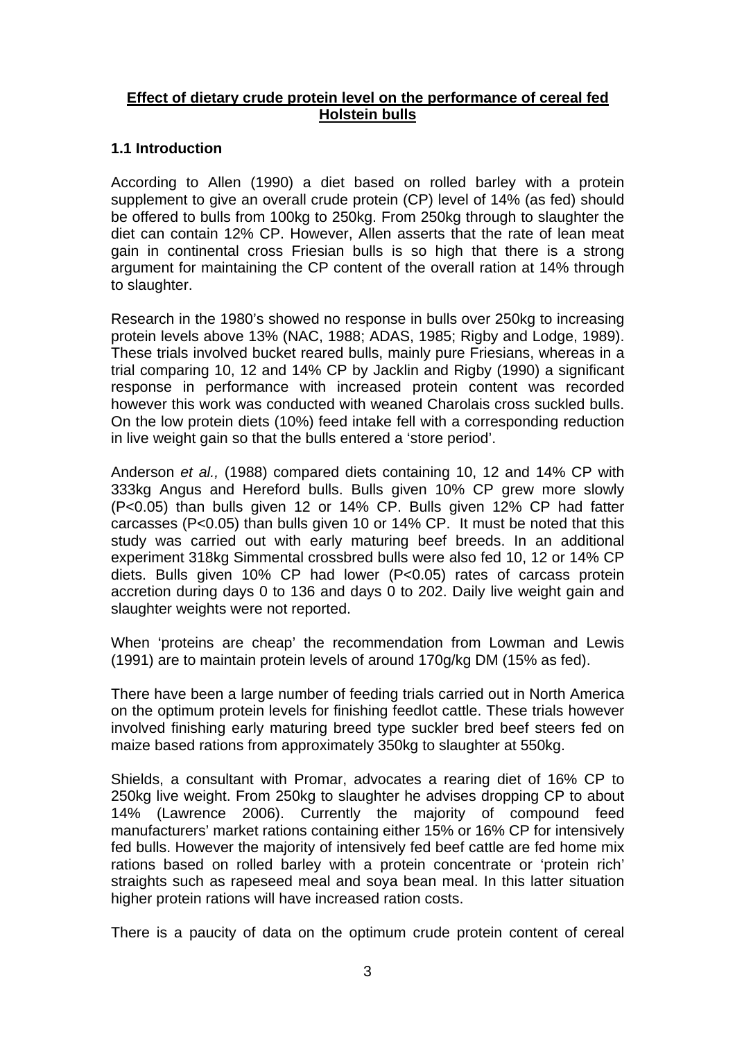**Effect of dietary crude protein level on the performance of cereal fed Holstein bulls**

### 1.1 Introduction

According to Allen (1990) a diet based on rolled barley with a protein supplement to give an overall crude protein (CP) level of 14% (as fed) should be offered to bulls from 100kg to 250kg. From 250kg through to slaughter the diet can contain 12% CP. However, Allen asserts that the rate of lean meat gain in continental cross Friesian bulls is so high that there is a strong argument for maintaining the CP content of the overall ration at 14% through to slaughter.

Research in the 1980's showed no response in bulls over 250kg to increasing protein levels above 13% (NAC, 1988; ADAS, 1985; Rigby and Lodge, 1989). These trials involved bucket reared bulls, mainly pure Friesians, whereas in a trial comparing 10, 12 and 14% CP by Jacklin and Rigby (1990) a significant response in performance with increased protein content was recorded however this work was conducted with weaned Charolais cross suckled bulls. On the low protein diets (10%) feed intake fell with a corresponding reduction in live weight gain so that the bulls entered a 'store period'.

Anderson *et al.,* (1988) compared diets containing 10, 12 and 14% CP with 333kg Angus and Hereford bulls. Bulls given 10% CP grew more slowly ($P<0.05$) than bulls given 12 or 14% CP. Bulls given 12% CP had fatter carcasses ($P<0.05$) than bulls given 10 or 14% CP. It must be noted that this study was carried out with early maturing beef breeds. In an additional experiment 318kg Simmental crossbred bulls were also fed 10, 12 or 14% CP diets. Bulls given 10% CP had lower ($P<0.05$) rates of carcass protein accretion during days 0 to 136 and days 0 to 202. Daily live weight gain and slaughter weights were not reported.

When 'proteins are cheap' the recommendation from Lowman and Lewis (1991) are to maintain protein levels of around 170g/kg DM (15% as fed).

There have been a large number of feeding trials carried out in North America on the optimum protein levels for finishing feedlot cattle. These trials however involved finishing early maturing breed type suckler bred beef steers fed on maize based rations from approximately 350kg to slaughter at 550kg.

Shields, a consultant with Promar, advocates a rearing diet of 16% CP to 250kg live weight. From 250kg to slaughter he advises dropping CP to about 14% (Lawrence 2006). Currently the majority of compound feed manufacturers' market rations containing either 15% or 16% CP for intensively fed bulls. However the majority of intensively fed beef cattle are fed home mix rations based on rolled barley with a protein concentrate or 'protein rich' straights such as rapeseed meal and soya bean meal. In this latter situation higher protein rations will have increased ration costs.

There is a paucity of data on the optimum crude protein content of cereal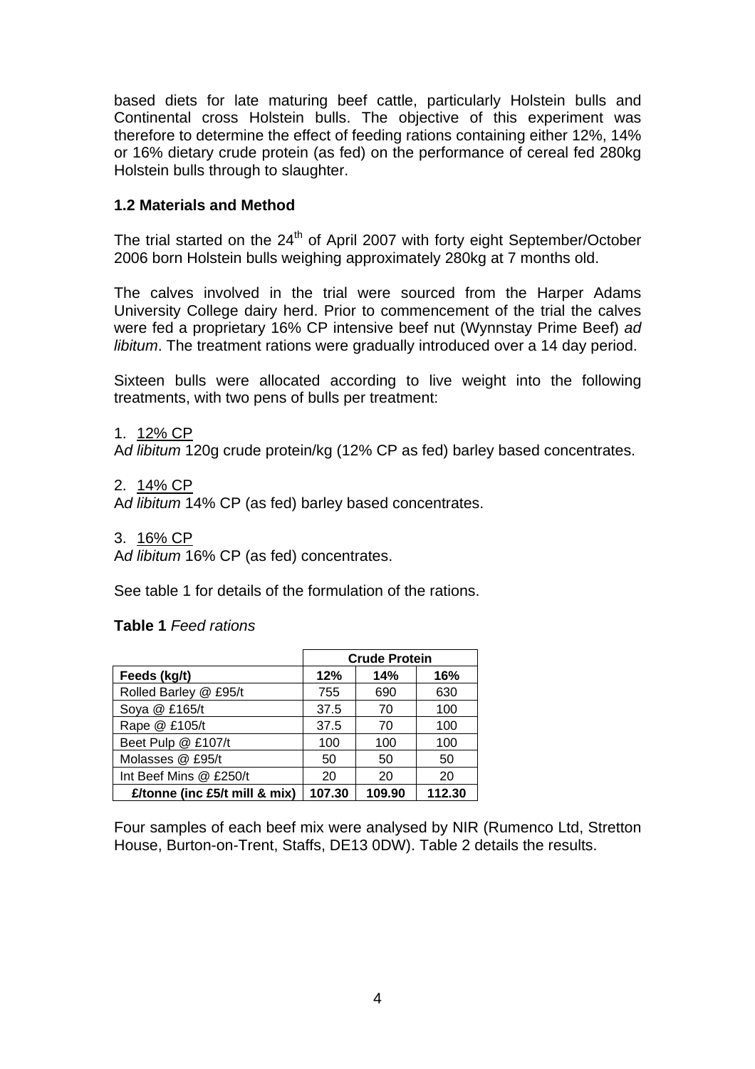based diets for late maturing beef cattle, particularly Holstein bulls and Continental cross Holstein bulls. The objective of this experiment was therefore to determine the effect of feeding rations containing either 12%, 14% or 16% dietary crude protein (as fed) on the performance of cereal fed 280kg Holstein bulls through to slaughter.

### 1.2 Materials and Method

The trial started on the 24th of April 2007 with forty eight September/October 2006 born Holstein bulls weighing approximately 280kg at 7 months old.

The calves involved in the trial were sourced from the Harper Adams University College dairy herd. Prior to commencement of the trial the calves were fed a proprietary 16% CP intensive beef nut (Wynnstay Prime Beef) *ad libitum*. The treatment rations were gradually introduced over a 14 day period.

Sixteen bulls were allocated according to live weight into the following treatments, with two pens of bulls per treatment:

1. <u>12% CP</u>

A*d libitum* 120g crude protein/kg (12% CP as fed) barley based concentrates.

2. <u>14% CP</u>

A*d libitum* 14% CP (as fed) barley based concentrates.

3. <u>16% CP</u>

A*d libitum* 16% CP (as fed) concentrates.

See table 1 for details of the formulation of the rations.

**Table 1** *Feed rations*

| | Crude Protein | | |
|---|---|---|---|
| **Feeds (kg/t)** | **12%** | **14%** | **16%** |
| Rolled Barley @ £95/t | 755 | 690 | 630 |
| Soya @ £165/t | 37.5 | 70 | 100 |
| Rape @ £105/t | 37.5 | 70 | 100 |
| Beet Pulp @ £107/t | 100 | 100 | 100 |
| Molasses @ £95/t | 50 | 50 | 50 |
| Int Beef Mins @ £250/t | 20 | 20 | 20 |
| **£/tonne (inc £5/t mill & mix)** | **107.30** | **109.90** | **112.30** |

Four samples of each beef mix were analysed by NIR (Rumenco Ltd, Stretton House, Burton-on-Trent, Staffs, DE13 0DW). Table 2 details the results.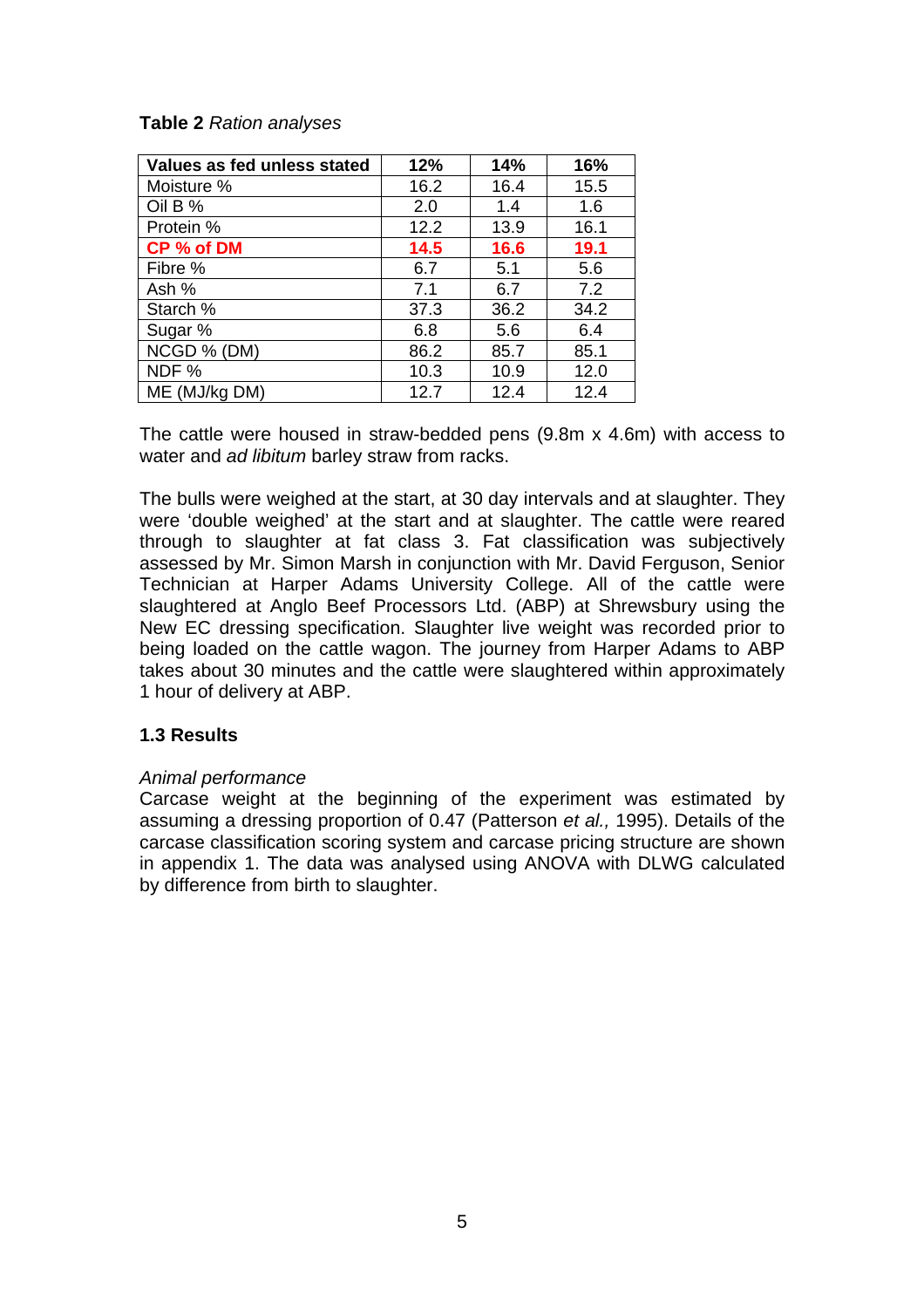**Table 2** *Ration analyses*

| Values as fed unless stated | 12% | 14% | 16% |
|---|---|---|---|
| Moisture % | 16.2 | 16.4 | 15.5 |
| Oil B % | 2.0 | 1.4 | 1.6 |
| Protein % | 12.2 | 13.9 | 16.1 |
| **CP % of DM** | **14.5** | **16.6** | **19.1** |
| Fibre % | 6.7 | 5.1 | 5.6 |
| Ash % | 7.1 | 6.7 | 7.2 |
| Starch % | 37.3 | 36.2 | 34.2 |
| Sugar % | 6.8 | 5.6 | 6.4 |
| NCGD % (DM) | 86.2 | 85.7 | 85.1 |
| NDF % | 10.3 | 10.9 | 12.0 |
| ME (MJ/kg DM) | 12.7 | 12.4 | 12.4 |

The cattle were housed in straw-bedded pens (9.8m x 4.6m) with access to water and *ad libitum* barley straw from racks.

The bulls were weighed at the start, at 30 day intervals and at slaughter. They were 'double weighed' at the start and at slaughter. The cattle were reared through to slaughter at fat class 3. Fat classification was subjectively assessed by Mr. Simon Marsh in conjunction with Mr. David Ferguson, Senior Technician at Harper Adams University College. All of the cattle were slaughtered at Anglo Beef Processors Ltd. (ABP) at Shrewsbury using the New EC dressing specification. Slaughter live weight was recorded prior to being loaded on the cattle wagon. The journey from Harper Adams to ABP takes about 30 minutes and the cattle were slaughtered within approximately 1 hour of delivery at ABP.

### 1.3 Results

*Animal performance*

Carcase weight at the beginning of the experiment was estimated by assuming a dressing proportion of 0.47 (Patterson *et al.,* 1995). Details of the carcase classification scoring system and carcase pricing structure are shown in appendix 1. The data was analysed using ANOVA with DLWG calculated by difference from birth to slaughter.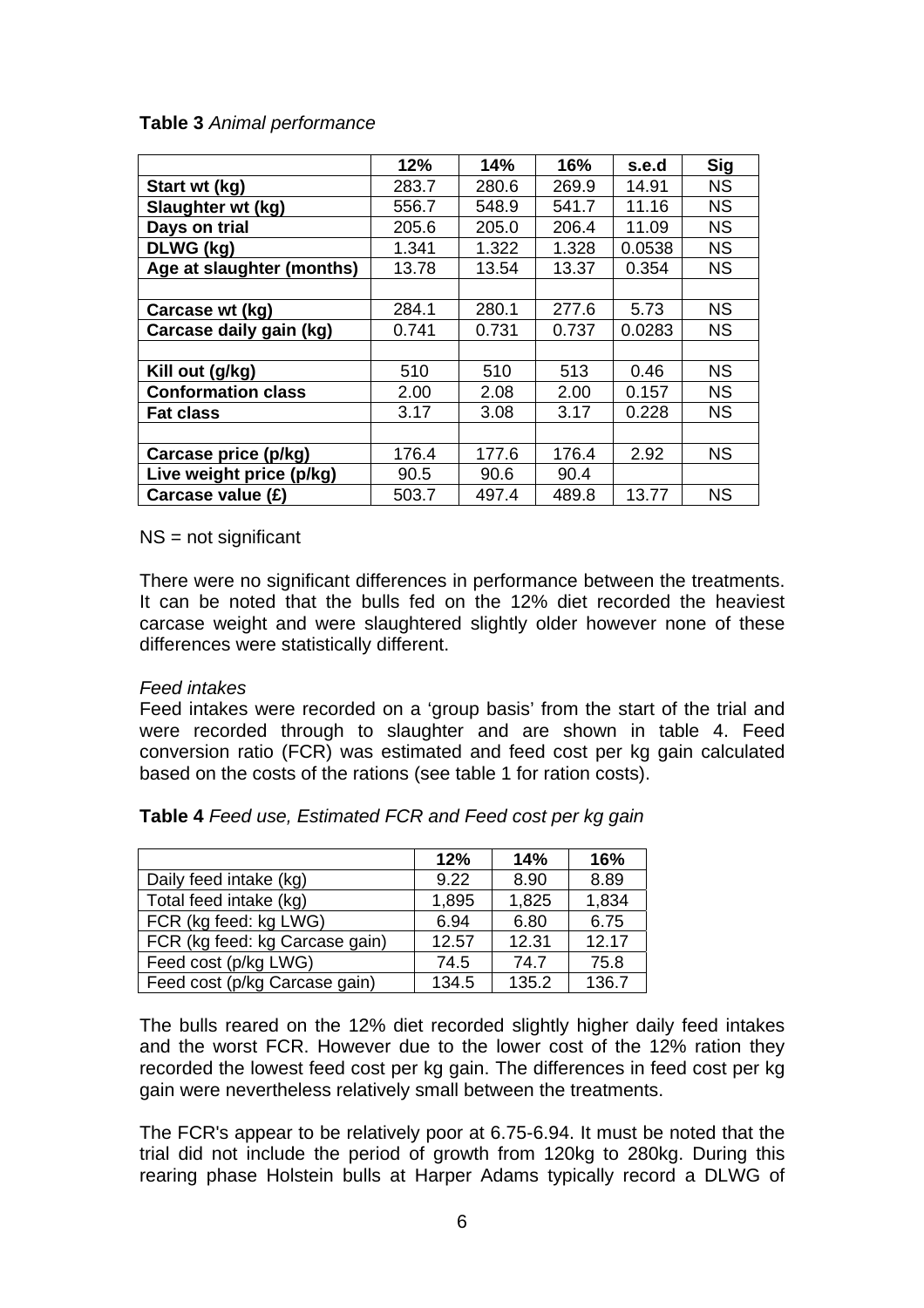**Table 3** *Animal performance*

| | 12% | 14% | 16% | s.e.d | Sig |
|---|---|---|---|---|---|
| **Start wt (kg)** | 283.7 | 280.6 | 269.9 | 14.91 | NS |
| **Slaughter wt (kg)** | 556.7 | 548.9 | 541.7 | 11.16 | NS |
| **Days on trial** | 205.6 | 205.0 | 206.4 | 11.09 | NS |
| **DLWG (kg)** | 1.341 | 1.322 | 1.328 | 0.0538 | NS |
| **Age at slaughter (months)** | 13.78 | 13.54 | 13.37 | 0.354 | NS |
| | | | | | |
| **Carcase wt (kg)** | 284.1 | 280.1 | 277.6 | 5.73 | NS |
| **Carcase daily gain (kg)** | 0.741 | 0.731 | 0.737 | 0.0283 | NS |
| | | | | | |
| **Kill out (g/kg)** | 510 | 510 | 513 | 0.46 | NS |
| **Conformation class** | 2.00 | 2.08 | 2.00 | 0.157 | NS |
| **Fat class** | 3.17 | 3.08 | 3.17 | 0.228 | NS |
| | | | | | |
| **Carcase price (p/kg)** | 176.4 | 177.6 | 176.4 | 2.92 | NS |
| **Live weight price (p/kg)** | 90.5 | 90.6 | 90.4 | | |
| **Carcase value (£)** | 503.7 | 497.4 | 489.8 | 13.77 | NS |

NS = not significant

There were no significant differences in performance between the treatments. It can be noted that the bulls fed on the 12% diet recorded the heaviest carcase weight and were slaughtered slightly older however none of these differences were statistically different.

*Feed intakes*

Feed intakes were recorded on a 'group basis' from the start of the trial and were recorded through to slaughter and are shown in table 4. Feed conversion ratio (FCR) was estimated and feed cost per kg gain calculated based on the costs of the rations (see table 1 for ration costs).

**Table 4** *Feed use, Estimated FCR and Feed cost per kg gain*

| | 12% | 14% | 16% |
|---|---|---|---|
| Daily feed intake (kg) | 9.22 | 8.90 | 8.89 |
| Total feed intake (kg) | 1,895 | 1,825 | 1,834 |
| FCR (kg feed: kg LWG) | 6.94 | 6.80 | 6.75 |
| FCR (kg feed: kg Carcase gain) | 12.57 | 12.31 | 12.17 |
| Feed cost (p/kg LWG) | 74.5 | 74.7 | 75.8 |
| Feed cost (p/kg Carcase gain) | 134.5 | 135.2 | 136.7 |

The bulls reared on the 12% diet recorded slightly higher daily feed intakes and the worst FCR. However due to the lower cost of the 12% ration they recorded the lowest feed cost per kg gain. The differences in feed cost per kg gain were nevertheless relatively small between the treatments.

The FCR's appear to be relatively poor at 6.75-6.94. It must be noted that the trial did not include the period of growth from 120kg to 280kg. During this rearing phase Holstein bulls at Harper Adams typically record a DLWG of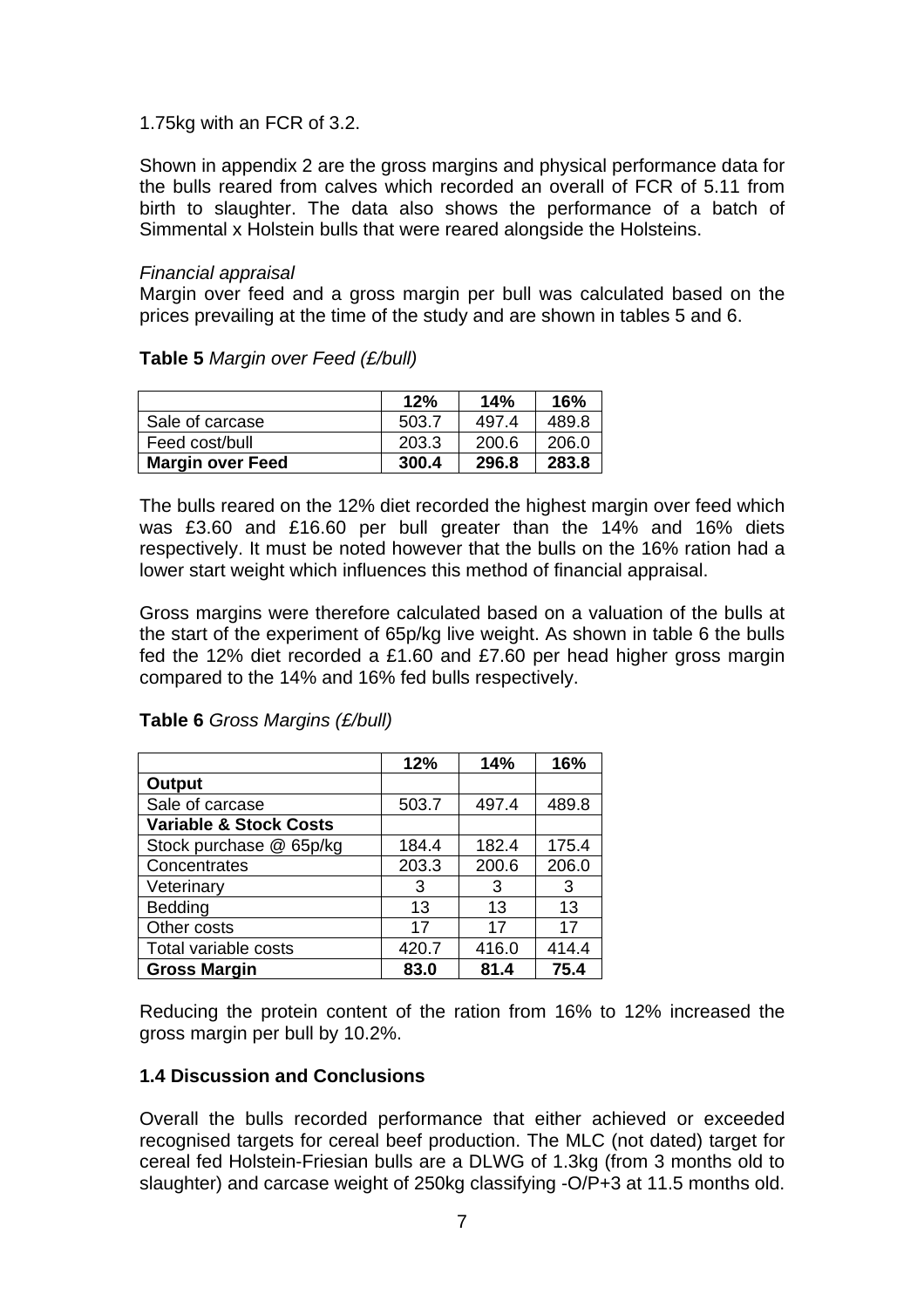1.75kg with an FCR of 3.2.

Shown in appendix 2 are the gross margins and physical performance data for the bulls reared from calves which recorded an overall of FCR of 5.11 from birth to slaughter. The data also shows the performance of a batch of Simmental x Holstein bulls that were reared alongside the Holsteins.

*Financial appraisal*

Margin over feed and a gross margin per bull was calculated based on the prices prevailing at the time of the study and are shown in tables 5 and 6.

**Table 5** *Margin over Feed (£/bull)*

| | 12% | 14% | 16% |
|---|---|---|---|
| Sale of carcase | 503.7 | 497.4 | 489.8 |
| Feed cost/bull | 203.3 | 200.6 | 206.0 |
| **Margin over Feed** | **300.4** | **296.8** | **283.8** |

The bulls reared on the 12% diet recorded the highest margin over feed which was £3.60 and £16.60 per bull greater than the 14% and 16% diets respectively. It must be noted however that the bulls on the 16% ration had a lower start weight which influences this method of financial appraisal.

Gross margins were therefore calculated based on a valuation of the bulls at the start of the experiment of 65p/kg live weight. As shown in table 6 the bulls fed the 12% diet recorded a £1.60 and £7.60 per head higher gross margin compared to the 14% and 16% fed bulls respectively.

**Table 6** *Gross Margins (£/bull)*

| | 12% | 14% | 16% |
|---|---|---|---|
| **Output** | | | |
| Sale of carcase | 503.7 | 497.4 | 489.8 |
| **Variable & Stock Costs** | | | |
| Stock purchase @ 65p/kg | 184.4 | 182.4 | 175.4 |
| Concentrates | 203.3 | 200.6 | 206.0 |
| Veterinary | 3 | 3 | 3 |
| Bedding | 13 | 13 | 13 |
| Other costs | 17 | 17 | 17 |
| Total variable costs | 420.7 | 416.0 | 414.4 |
| **Gross Margin** | **83.0** | **81.4** | **75.4** |

Reducing the protein content of the ration from 16% to 12% increased the gross margin per bull by 10.2%.

### 1.4 Discussion and Conclusions

Overall the bulls recorded performance that either achieved or exceeded recognised targets for cereal beef production. The MLC (not dated) target for cereal fed Holstein-Friesian bulls are a DLWG of 1.3kg (from 3 months old to slaughter) and carcase weight of 250kg classifying -O/P+3 at 11.5 months old.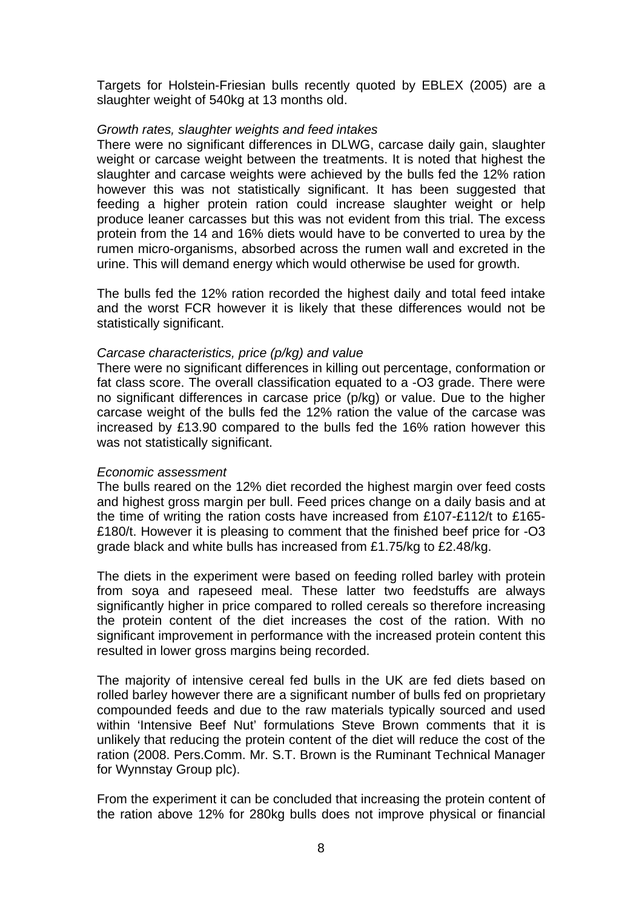Targets for Holstein-Friesian bulls recently quoted by EBLEX (2005) are a slaughter weight of 540kg at 13 months old.

*Growth rates, slaughter weights and feed intakes*

There were no significant differences in DLWG, carcase daily gain, slaughter weight or carcase weight between the treatments. It is noted that highest the slaughter and carcase weights were achieved by the bulls fed the 12% ration however this was not statistically significant. It has been suggested that feeding a higher protein ration could increase slaughter weight or help produce leaner carcasses but this was not evident from this trial. The excess protein from the 14 and 16% diets would have to be converted to urea by the rumen micro-organisms, absorbed across the rumen wall and excreted in the urine. This will demand energy which would otherwise be used for growth.

The bulls fed the 12% ration recorded the highest daily and total feed intake and the worst FCR however it is likely that these differences would not be statistically significant.

*Carcase characteristics, price (p/kg) and value*

There were no significant differences in killing out percentage, conformation or fat class score. The overall classification equated to a -O3 grade. There were no significant differences in carcase price (p/kg) or value. Due to the higher carcase weight of the bulls fed the 12% ration the value of the carcase was increased by £13.90 compared to the bulls fed the 16% ration however this was not statistically significant.

*Economic assessment*

The bulls reared on the 12% diet recorded the highest margin over feed costs and highest gross margin per bull. Feed prices change on a daily basis and at the time of writing the ration costs have increased from £107-£112/t to £165-£180/t. However it is pleasing to comment that the finished beef price for -O3 grade black and white bulls has increased from £1.75/kg to £2.48/kg.

The diets in the experiment were based on feeding rolled barley with protein from soya and rapeseed meal. These latter two feedstuffs are always significantly higher in price compared to rolled cereals so therefore increasing the protein content of the diet increases the cost of the ration. With no significant improvement in performance with the increased protein content this resulted in lower gross margins being recorded.

The majority of intensive cereal fed bulls in the UK are fed diets based on rolled barley however there are a significant number of bulls fed on proprietary compounded feeds and due to the raw materials typically sourced and used within 'Intensive Beef Nut' formulations Steve Brown comments that it is unlikely that reducing the protein content of the diet will reduce the cost of the ration (2008. Pers.Comm. Mr. S.T. Brown is the Ruminant Technical Manager for Wynnstay Group plc).

From the experiment it can be concluded that increasing the protein content of the ration above 12% for 280kg bulls does not improve physical or financial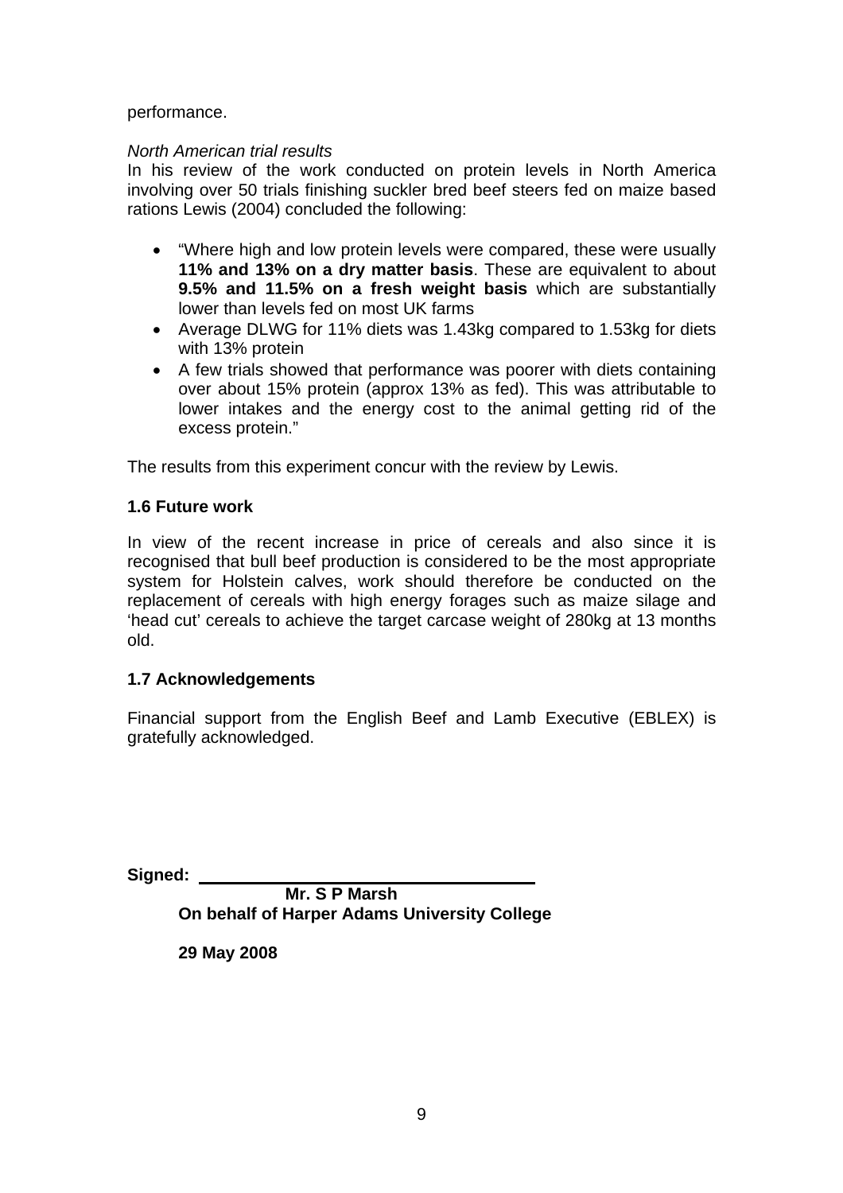performance.

*North American trial results*

In his review of the work conducted on protein levels in North America involving over 50 trials finishing suckler bred beef steers fed on maize based rations Lewis (2004) concluded the following:

- "Where high and low protein levels were compared, these were usually **11% and 13% on a dry matter basis**. These are equivalent to about **9.5% and 11.5% on a fresh weight basis** which are substantially lower than levels fed on most UK farms
- Average DLWG for 11% diets was 1.43kg compared to 1.53kg for diets with 13% protein
- A few trials showed that performance was poorer with diets containing over about 15% protein (approx 13% as fed). This was attributable to lower intakes and the energy cost to the animal getting rid of the excess protein."

The results from this experiment concur with the review by Lewis.

### 1.6 Future work

In view of the recent increase in price of cereals and also since it is recognised that bull beef production is considered to be the most appropriate system for Holstein calves, work should therefore be conducted on the replacement of cereals with high energy forages such as maize silage and 'head cut' cereals to achieve the target carcase weight of 280kg at 13 months old.

### 1.7 Acknowledgements

Financial support from the English Beef and Lamb Executive (EBLEX) is gratefully acknowledged.

**Signed:** ______________________________

**Mr. S P Marsh**
**On behalf of Harper Adams University College**

**29 May 2008**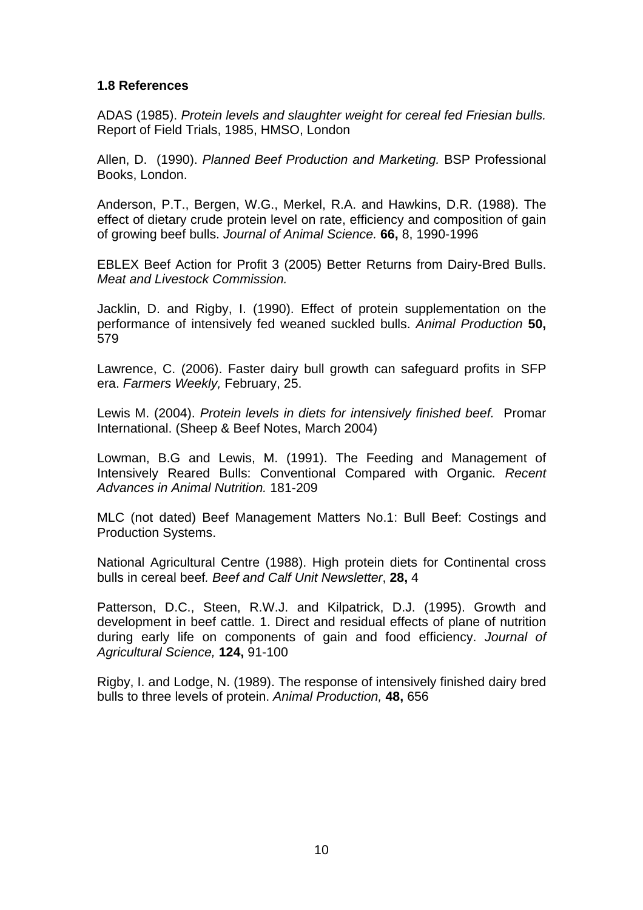### 1.8 References

ADAS (1985). *Protein levels and slaughter weight for cereal fed Friesian bulls.* Report of Field Trials, 1985, HMSO, London

Allen, D. (1990). *Planned Beef Production and Marketing.* BSP Professional Books, London.

Anderson, P.T., Bergen, W.G., Merkel, R.A. and Hawkins, D.R. (1988). The effect of dietary crude protein level on rate, efficiency and composition of gain of growing beef bulls. *Journal of Animal Science.* **66,** 8, 1990-1996

EBLEX Beef Action for Profit 3 (2005) Better Returns from Dairy-Bred Bulls. *Meat and Livestock Commission.*

Jacklin, D. and Rigby, I. (1990). Effect of protein supplementation on the performance of intensively fed weaned suckled bulls. *Animal Production* **50,** 579

Lawrence, C. (2006). Faster dairy bull growth can safeguard profits in SFP era. *Farmers Weekly,* February, 25.

Lewis M. (2004). *Protein levels in diets for intensively finished beef.* Promar International. (Sheep & Beef Notes, March 2004)

Lowman, B.G and Lewis, M. (1991). The Feeding and Management of Intensively Reared Bulls: Conventional Compared with Organic*. Recent Advances in Animal Nutrition.* 181-209

MLC (not dated) Beef Management Matters No.1: Bull Beef: Costings and Production Systems.

National Agricultural Centre (1988). High protein diets for Continental cross bulls in cereal beef*. Beef and Calf Unit Newsletter*, **28,** 4

Patterson, D.C., Steen, R.W.J. and Kilpatrick, D.J. (1995). Growth and development in beef cattle. 1. Direct and residual effects of plane of nutrition during early life on components of gain and food efficiency. *Journal of Agricultural Science,* **124,** 91-100

Rigby, I. and Lodge, N. (1989). The response of intensively finished dairy bred bulls to three levels of protein. *Animal Production,* **48,** 656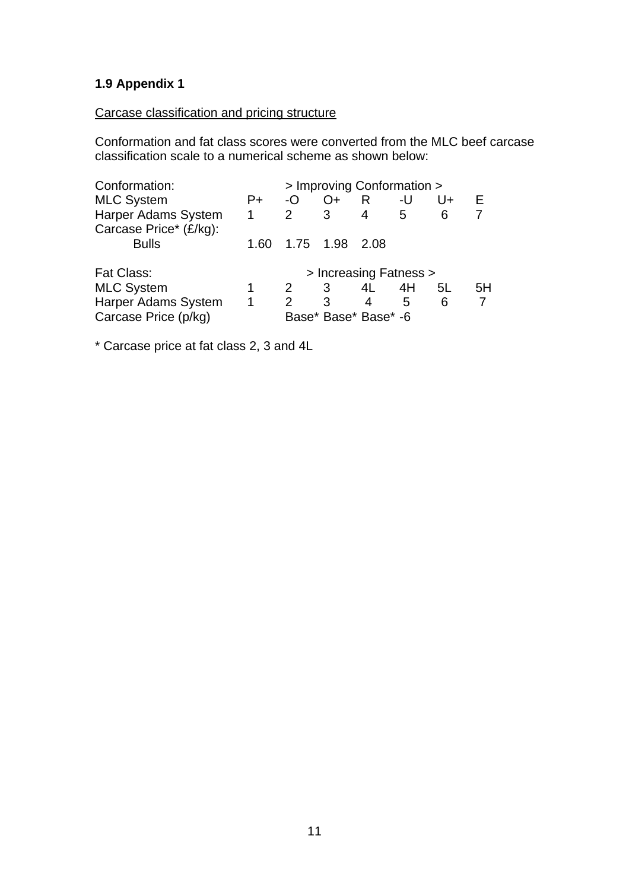### 1.9 Appendix 1

Carcase classification and pricing structure

Conformation and fat class scores were converted from the MLC beef carcase classification scale to a numerical scheme as shown below:

| Conformation: | > Improving Conformation > | | | | | | |
|---|---|---|---|---|---|---|---|
| MLC System | P+ | -O | O+ | R | -U | U+ | E |
| Harper Adams System | 1 | 2 | 3 | 4 | 5 | 6 | 7 |
| Carcase Price* (£/kg): | | | | | | | |
| Bulls | 1.60 | 1.75 | 1.98 | 2.08 | | | |

| Fat Class: | > Increasing Fatness > | | | | | | |
|---|---|---|---|---|---|---|---|
| MLC System | 1 | 2 | 3 | 4L | 4H | 5L | 5H |
| Harper Adams System | 1 | 2 | 3 | 4 | 5 | 6 | 7 |
| Carcase Price (p/kg) | | Base* | Base* | Base* | -6 | | |

* Carcase price at fat class 2, 3 and 4L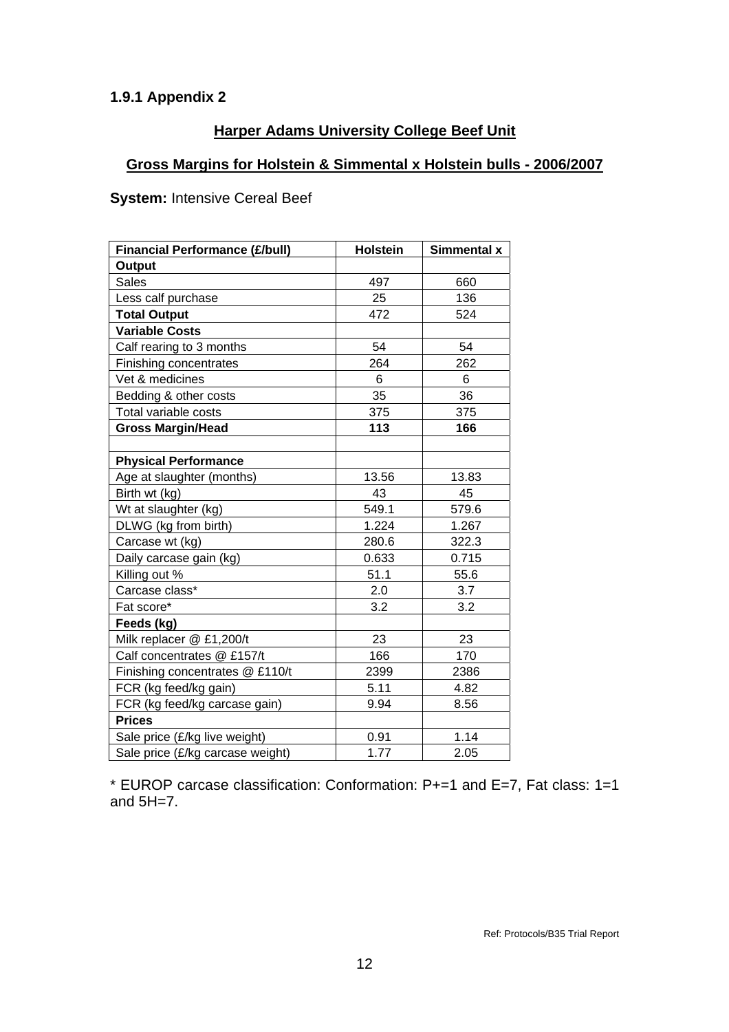### 1.9.1 Appendix 2

## Harper Adams University College Beef Unit

## Gross Margins for Holstein & Simmental x Holstein bulls - 2006/2007

**System:** Intensive Cereal Beef

| Financial Performance (£/bull) | Holstein | Simmental x |
|---|---|---|
| **Output** | | |
| Sales | 497 | 660 |
| Less calf purchase | 25 | 136 |
| **Total Output** | 472 | 524 |
| **Variable Costs** | | |
| Calf rearing to 3 months | 54 | 54 |
| Finishing concentrates | 264 | 262 |
| Vet & medicines | 6 | 6 |
| Bedding & other costs | 35 | 36 |
| Total variable costs | 375 | 375 |
| **Gross Margin/Head** | **113** | **166** |
| | | |
| **Physical Performance** | | |
| Age at slaughter (months) | 13.56 | 13.83 |
| Birth wt (kg) | 43 | 45 |
| Wt at slaughter (kg) | 549.1 | 579.6 |
| DLWG (kg from birth) | 1.224 | 1.267 |
| Carcase wt (kg) | 280.6 | 322.3 |
| Daily carcase gain (kg) | 0.633 | 0.715 |
| Killing out % | 51.1 | 55.6 |
| Carcase class* | 2.0 | 3.7 |
| Fat score* | 3.2 | 3.2 |
| **Feeds (kg)** | | |
| Milk replacer @ £1,200/t | 23 | 23 |
| Calf concentrates @ £157/t | 166 | 170 |
| Finishing concentrates @ £110/t | 2399 | 2386 |
| FCR (kg feed/kg gain) | 5.11 | 4.82 |
| FCR (kg feed/kg carcase gain) | 9.94 | 8.56 |
| **Prices** | | |
| Sale price (£/kg live weight) | 0.91 | 1.14 |
| Sale price (£/kg carcase weight) | 1.77 | 2.05 |

* EUROP carcase classification: Conformation: P+=1 and E=7, Fat class: 1=1 and 5H=7.

Ref: Protocols/B35 Trial Report